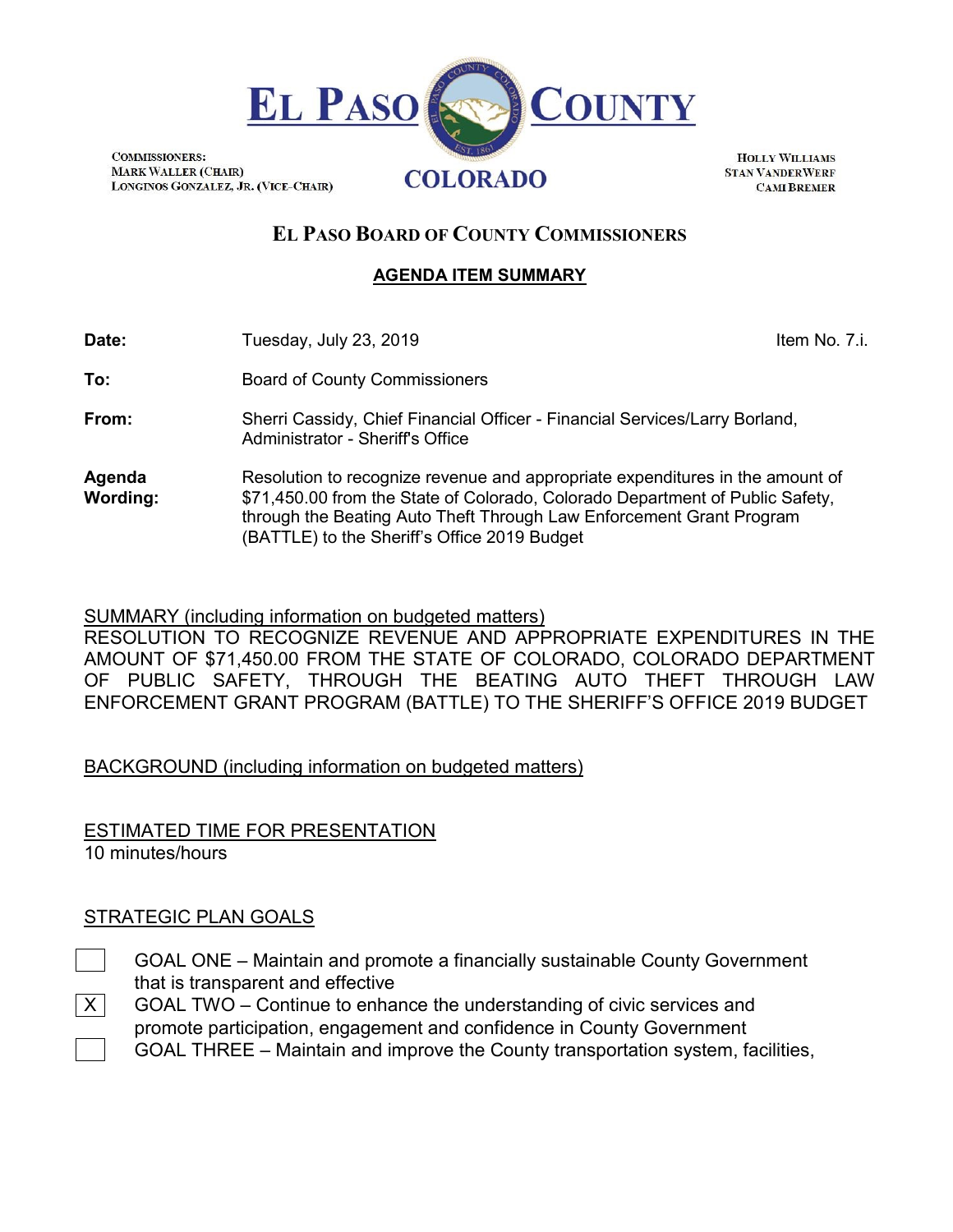# EL PASO COUNTY

COMMISSIONERS:
MARK WALLER (CHAIR)
LONGINOS GONZALEZ, JR. (VICE-CHAIR)

COLORADO

HOLLY WILLIAMS
STAN VANDERWERF
CAMI BREMER

## EL PASO BOARD OF COUNTY COMMISSIONERS

### AGENDA ITEM SUMMARY

**Date:** Tuesday, July 23, 2019 — Item No. 7.i.

**To:** Board of County Commissioners

**From:** Sherri Cassidy, Chief Financial Officer - Financial Services/Larry Borland, Administrator - Sheriff's Office

**Agenda Wording:** Resolution to recognize revenue and appropriate expenditures in the amount of $71,450.00 from the State of Colorado, Colorado Department of Public Safety, through the Beating Auto Theft Through Law Enforcement Grant Program (BATTLE) to the Sheriff's Office 2019 Budget

SUMMARY (including information on budgeted matters)

RESOLUTION TO RECOGNIZE REVENUE AND APPROPRIATE EXPENDITURES IN THE AMOUNT OF $71,450.00 FROM THE STATE OF COLORADO, COLORADO DEPARTMENT OF PUBLIC SAFETY, THROUGH THE BEATING AUTO THEFT THROUGH LAW ENFORCEMENT GRANT PROGRAM (BATTLE) TO THE SHERIFF'S OFFICE 2019 BUDGET

BACKGROUND (including information on budgeted matters)

ESTIMATED TIME FOR PRESENTATION

10 minutes/hours

STRATEGIC PLAN GOALS

- [ ] GOAL ONE – Maintain and promote a financially sustainable County Government that is transparent and effective
- [X] GOAL TWO – Continue to enhance the understanding of civic services and promote participation, engagement and confidence in County Government
- [ ] GOAL THREE – Maintain and improve the County transportation system, facilities,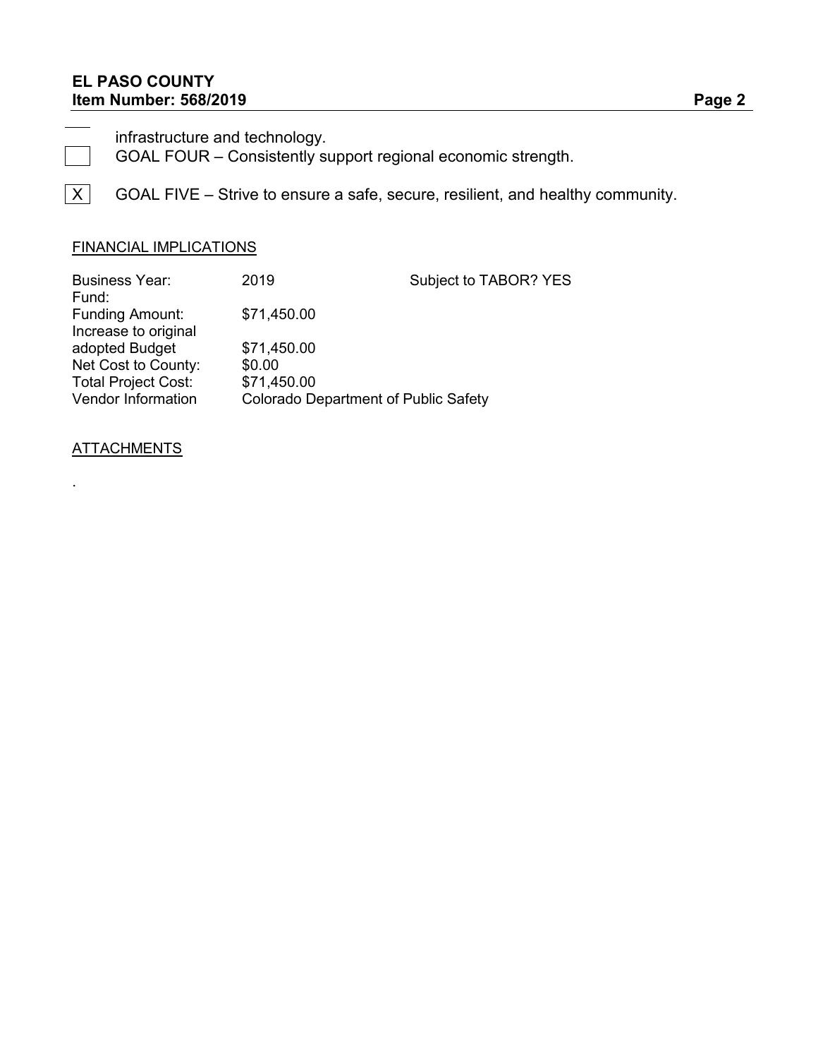infrastructure and technology.

☐ GOAL FOUR – Consistently support regional economic strength.

☒ GOAL FIVE – Strive to ensure a safe, secure, resilient, and healthy community.

FINANCIAL IMPLICATIONS

| | | |
|---|---|---|
| Business Year: | 2019 | Subject to TABOR? YES |
| Fund: | | |
| Funding Amount: | $71,450.00 | |
| Increase to original adopted Budget | $71,450.00 | |
| Net Cost to County: | $0.00 | |
| Total Project Cost: | $71,450.00 | |
| Vendor Information | Colorado Department of Public Safety | |

ATTACHMENTS

.